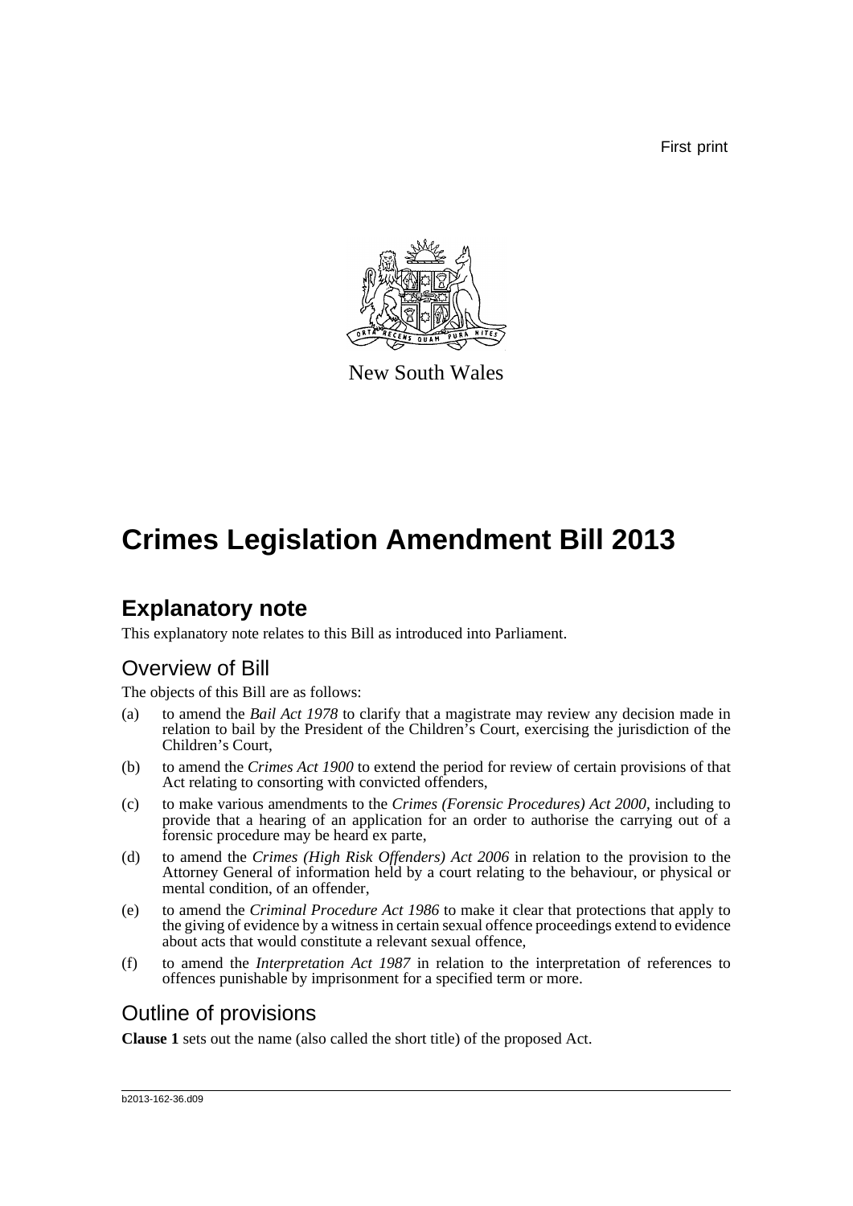First print

New South Wales

# Crimes Legislation Amendment Bill 2013

## Explanatory note

This explanatory note relates to this Bill as introduced into Parliament.

### Overview of Bill

The objects of this Bill are as follows:

(a) to amend the *Bail Act 1978* to clarify that a magistrate may review any decision made in relation to bail by the President of the Children's Court, exercising the jurisdiction of the Children's Court,

(b) to amend the *Crimes Act 1900* to extend the period for review of certain provisions of that Act relating to consorting with convicted offenders,

(c) to make various amendments to the *Crimes (Forensic Procedures) Act 2000*, including to provide that a hearing of an application for an order to authorise the carrying out of a forensic procedure may be heard ex parte,

(d) to amend the *Crimes (High Risk Offenders) Act 2006* in relation to the provision to the Attorney General of information held by a court relating to the behaviour, or physical or mental condition, of an offender,

(e) to amend the *Criminal Procedure Act 1986* to make it clear that protections that apply to the giving of evidence by a witness in certain sexual offence proceedings extend to evidence about acts that would constitute a relevant sexual offence,

(f) to amend the *Interpretation Act 1987* in relation to the interpretation of references to offences punishable by imprisonment for a specified term or more.

### Outline of provisions

**Clause 1** sets out the name (also called the short title) of the proposed Act.

b2013-162-36.d09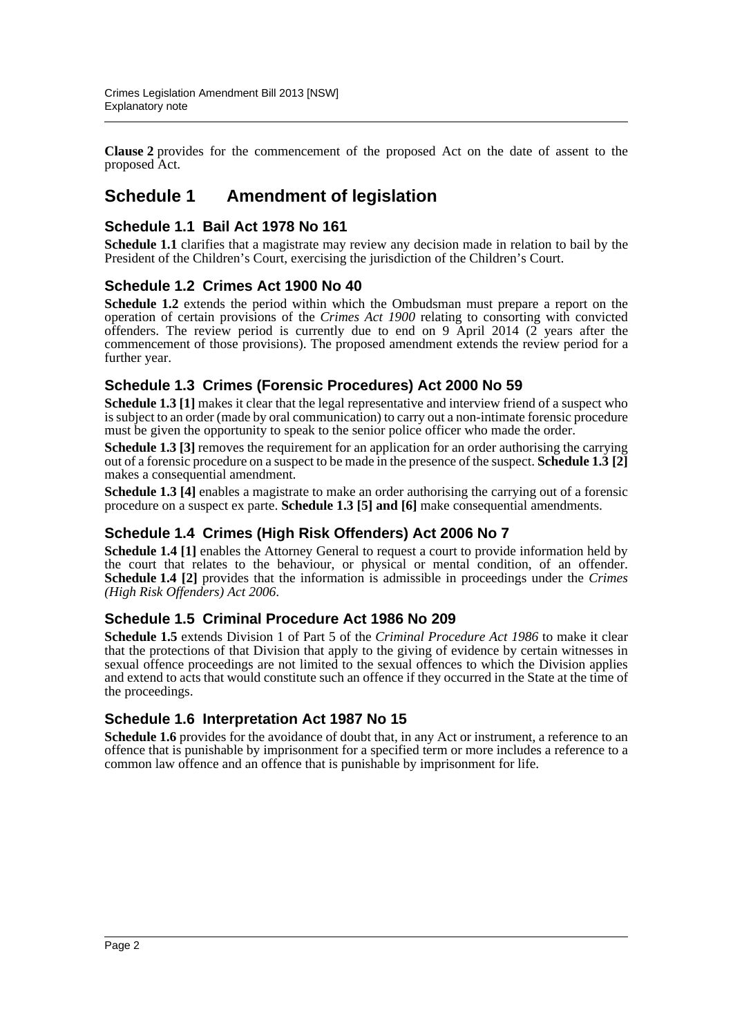**Clause 2** provides for the commencement of the proposed Act on the date of assent to the proposed Act.

## Schedule 1 Amendment of legislation

### Schedule 1.1 Bail Act 1978 No 161

**Schedule 1.1** clarifies that a magistrate may review any decision made in relation to bail by the President of the Children's Court, exercising the jurisdiction of the Children's Court.

### Schedule 1.2 Crimes Act 1900 No 40

**Schedule 1.2** extends the period within which the Ombudsman must prepare a report on the operation of certain provisions of the *Crimes Act 1900* relating to consorting with convicted offenders. The review period is currently due to end on 9 April 2014 (2 years after the commencement of those provisions). The proposed amendment extends the review period for a further year.

### Schedule 1.3 Crimes (Forensic Procedures) Act 2000 No 59

**Schedule 1.3 [1]** makes it clear that the legal representative and interview friend of a suspect who is subject to an order (made by oral communication) to carry out a non-intimate forensic procedure must be given the opportunity to speak to the senior police officer who made the order.

**Schedule 1.3 [3]** removes the requirement for an application for an order authorising the carrying out of a forensic procedure on a suspect to be made in the presence of the suspect. **Schedule 1.3 [2]** makes a consequential amendment.

**Schedule 1.3 [4]** enables a magistrate to make an order authorising the carrying out of a forensic procedure on a suspect ex parte. **Schedule 1.3 [5] and [6]** make consequential amendments.

### Schedule 1.4 Crimes (High Risk Offenders) Act 2006 No 7

**Schedule 1.4 [1]** enables the Attorney General to request a court to provide information held by the court that relates to the behaviour, or physical or mental condition, of an offender. **Schedule 1.4 [2]** provides that the information is admissible in proceedings under the *Crimes (High Risk Offenders) Act 2006*.

### Schedule 1.5 Criminal Procedure Act 1986 No 209

**Schedule 1.5** extends Division 1 of Part 5 of the *Criminal Procedure Act 1986* to make it clear that the protections of that Division that apply to the giving of evidence by certain witnesses in sexual offence proceedings are not limited to the sexual offences to which the Division applies and extend to acts that would constitute such an offence if they occurred in the State at the time of the proceedings.

### Schedule 1.6 Interpretation Act 1987 No 15

**Schedule 1.6** provides for the avoidance of doubt that, in any Act or instrument, a reference to an offence that is punishable by imprisonment for a specified term or more includes a reference to a common law offence and an offence that is punishable by imprisonment for life.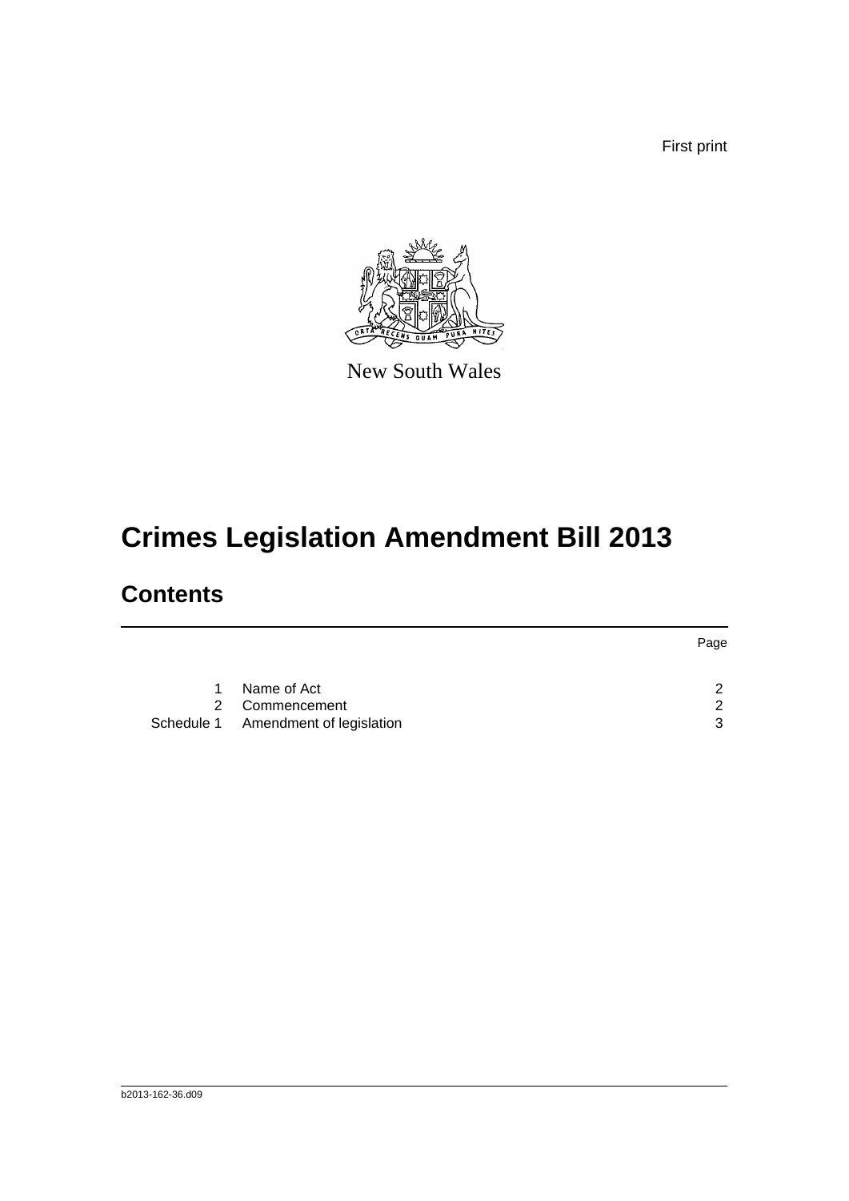First print

New South Wales

# Crimes Legislation Amendment Bill 2013

## Contents

| | | Page |
|---|---|---|
| 1 | Name of Act | 2 |
| 2 | Commencement | 2 |
| Schedule 1 | Amendment of legislation | 3 |

b2013-162-36.d09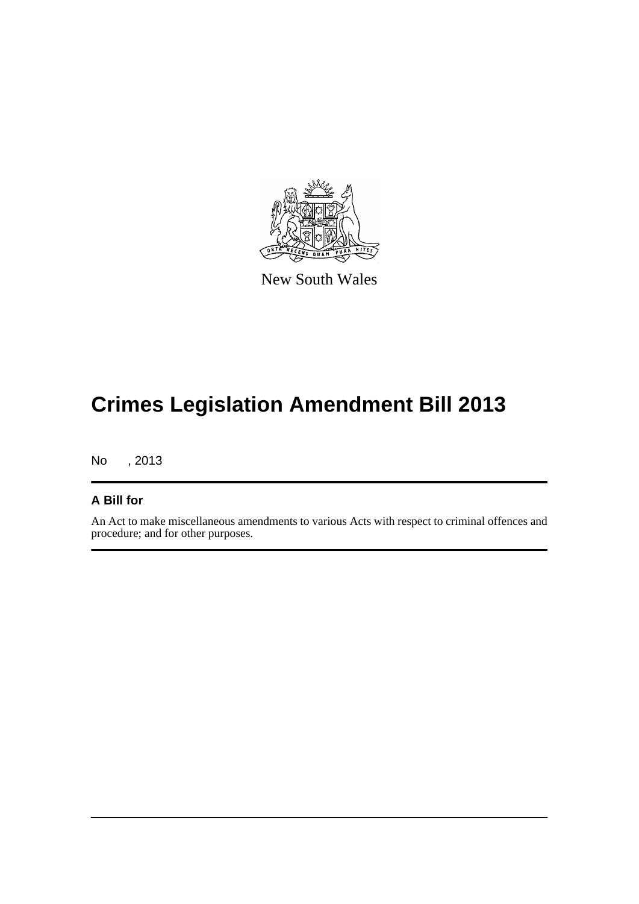New South Wales

# Crimes Legislation Amendment Bill 2013

No , 2013

## A Bill for

An Act to make miscellaneous amendments to various Acts with respect to criminal offences and procedure; and for other purposes.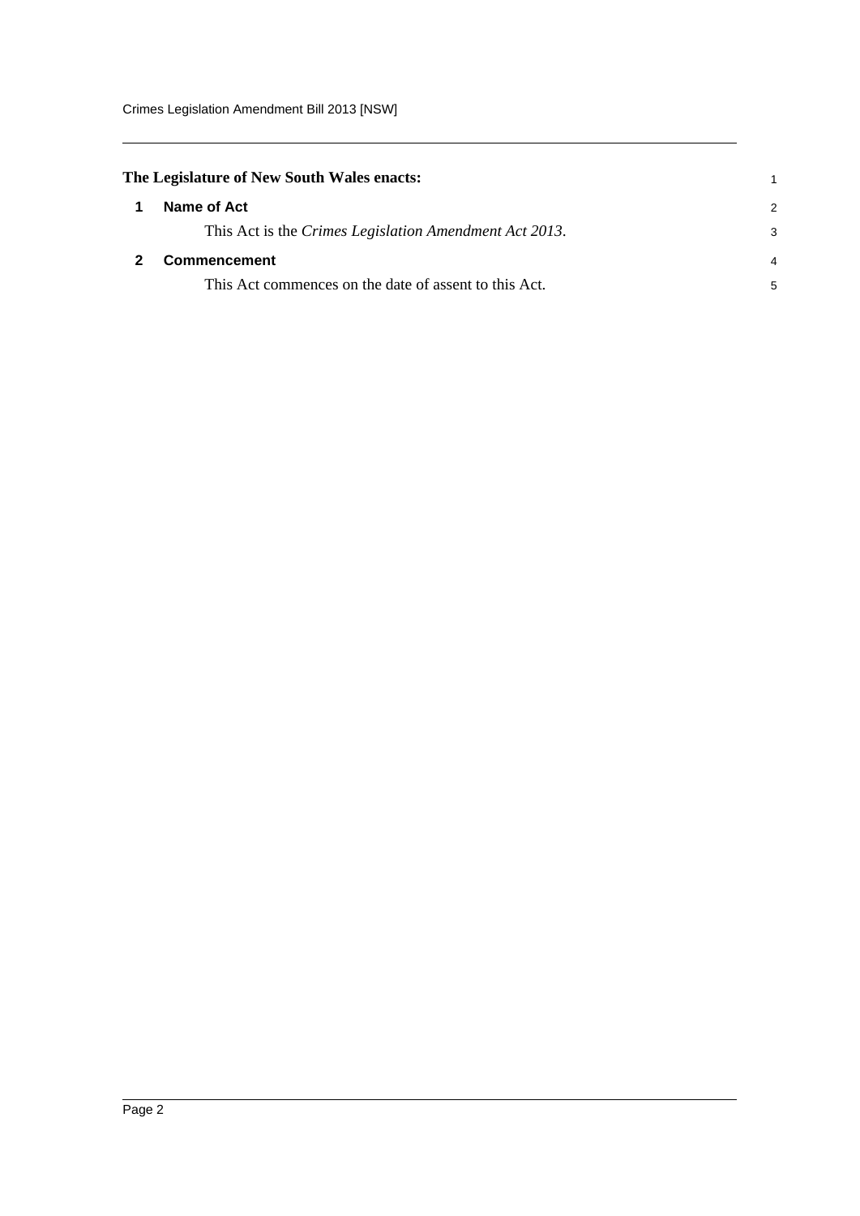**The Legislature of New South Wales enacts:**

## 1 Name of Act

This Act is the *Crimes Legislation Amendment Act 2013*.

## 2 Commencement

This Act commences on the date of assent to this Act.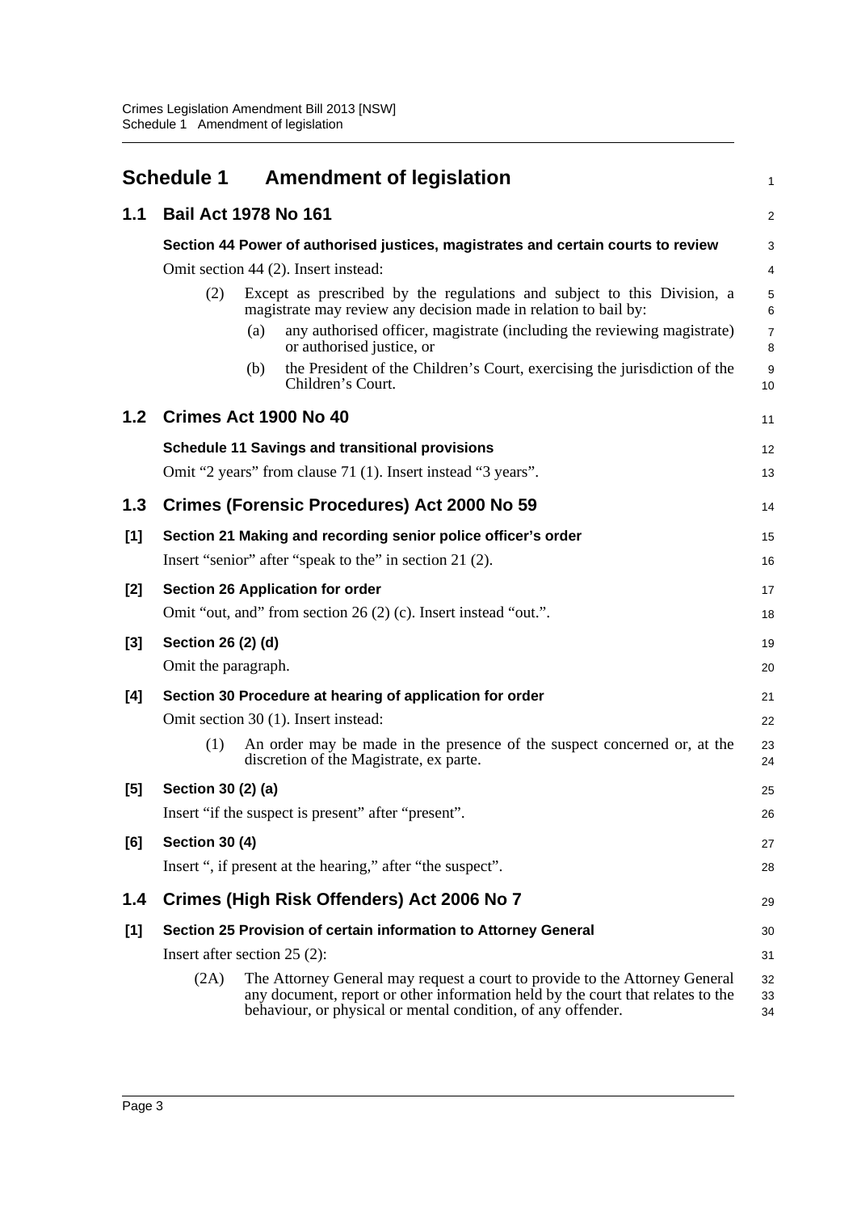# Schedule 1 Amendment of legislation

## 1.1 Bail Act 1978 No 161

**Section 44 Power of authorised justices, magistrates and certain courts to review**

Omit section 44 (2). Insert instead:

(2) Except as prescribed by the regulations and subject to this Division, a magistrate may review any decision made in relation to bail by:

(a) any authorised officer, magistrate (including the reviewing magistrate) or authorised justice, or

(b) the President of the Children's Court, exercising the jurisdiction of the Children's Court.

## 1.2 Crimes Act 1900 No 40

**Schedule 11 Savings and transitional provisions**

Omit "2 years" from clause 71 (1). Insert instead "3 years".

## 1.3 Crimes (Forensic Procedures) Act 2000 No 59

**[1] Section 21 Making and recording senior police officer's order**

Insert "senior" after "speak to the" in section 21 (2).

**[2] Section 26 Application for order**

Omit "out, and" from section 26 (2) (c). Insert instead "out.".

**[3] Section 26 (2) (d)**

Omit the paragraph.

**[4] Section 30 Procedure at hearing of application for order**

Omit section 30 (1). Insert instead:

(1) An order may be made in the presence of the suspect concerned or, at the discretion of the Magistrate, ex parte.

**[5] Section 30 (2) (a)**

Insert "if the suspect is present" after "present".

**[6] Section 30 (4)**

Insert ", if present at the hearing," after "the suspect".

## 1.4 Crimes (High Risk Offenders) Act 2006 No 7

**[1] Section 25 Provision of certain information to Attorney General**

Insert after section 25 (2):

(2A) The Attorney General may request a court to provide to the Attorney General any document, report or other information held by the court that relates to the behaviour, or physical or mental condition, of any offender.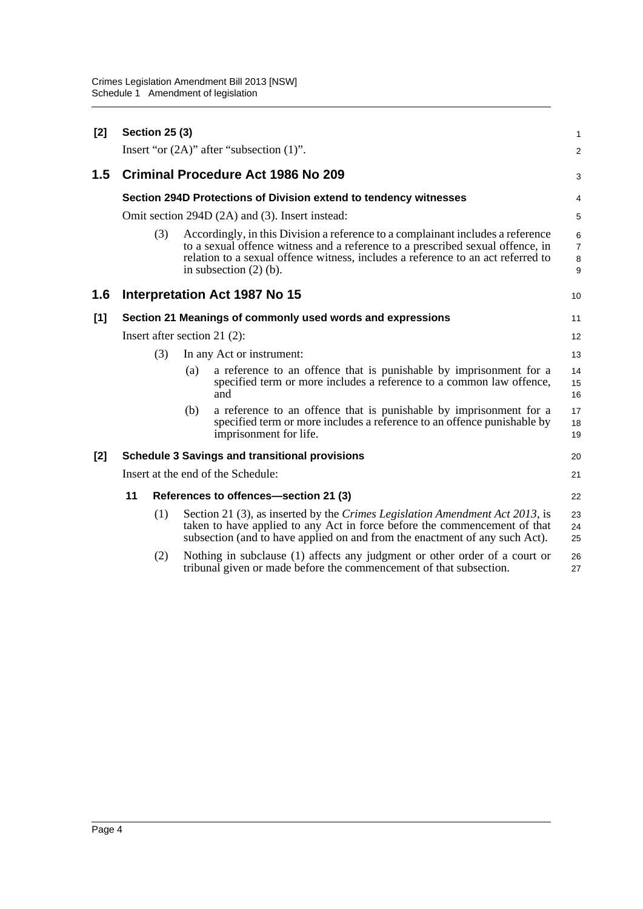**[2] Section 25 (3)**

Insert "or (2A)" after "subsection (1)".

## 1.5 Criminal Procedure Act 1986 No 209

**Section 294D Protections of Division extend to tendency witnesses**

Omit section 294D (2A) and (3). Insert instead:

(3) Accordingly, in this Division a reference to a complainant includes a reference to a sexual offence witness and a reference to a prescribed sexual offence, in relation to a sexual offence witness, includes a reference to an act referred to in subsection (2) (b).

## 1.6 Interpretation Act 1987 No 15

**[1] Section 21 Meanings of commonly used words and expressions**

Insert after section 21 (2):

(3) In any Act or instrument:

- (a) a reference to an offence that is punishable by imprisonment for a specified term or more includes a reference to a common law offence, and
- (b) a reference to an offence that is punishable by imprisonment for a specified term or more includes a reference to an offence punishable by imprisonment for life.

**[2] Schedule 3 Savings and transitional provisions**

Insert at the end of the Schedule:

**11 References to offences—section 21 (3)**

(1) Section 21 (3), as inserted by the *Crimes Legislation Amendment Act 2013*, is taken to have applied to any Act in force before the commencement of that subsection (and to have applied on and from the enactment of any such Act).

(2) Nothing in subclause (1) affects any judgment or other order of a court or tribunal given or made before the commencement of that subsection.